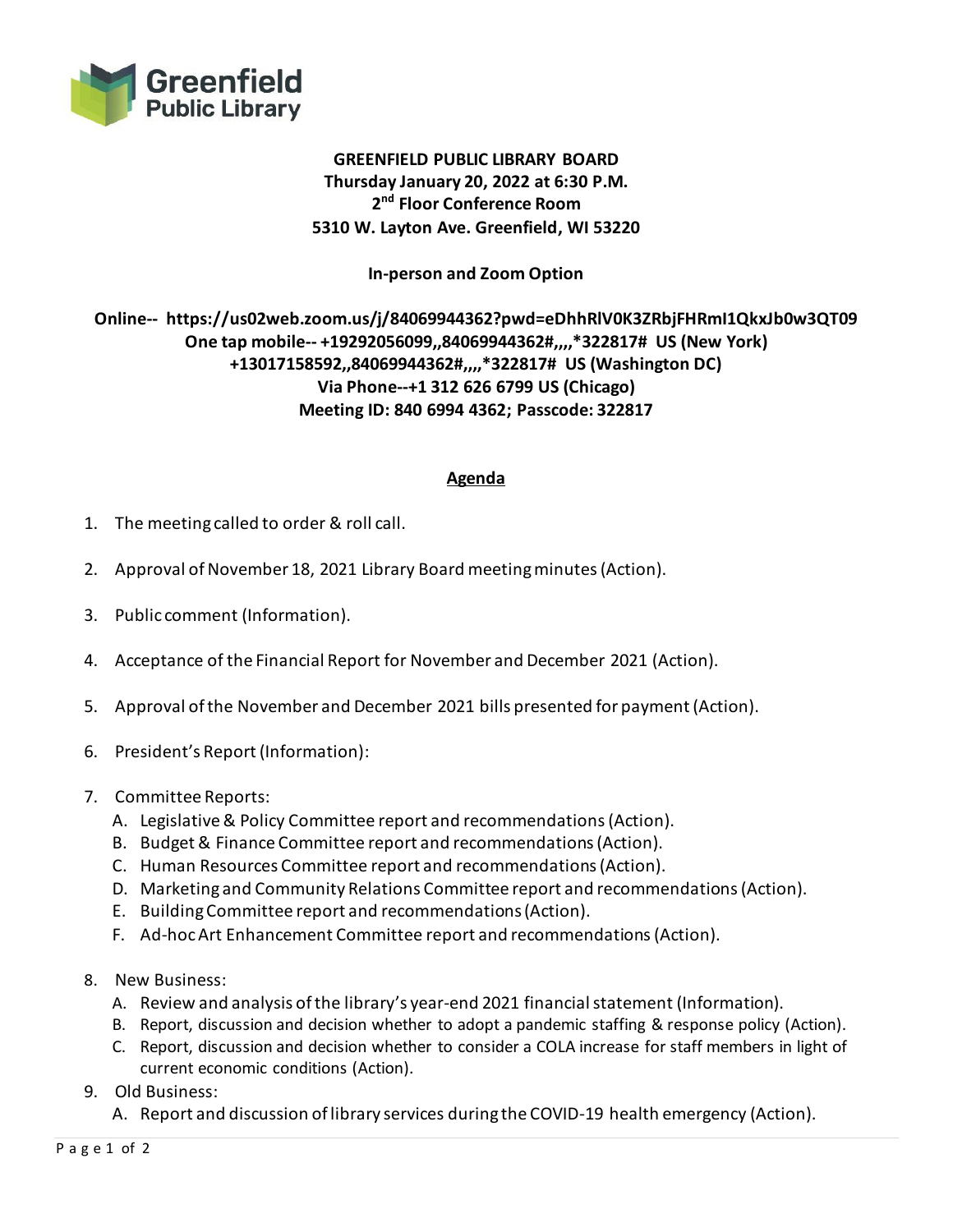Greenfield Public Library

**GREENFIELD PUBLIC LIBRARY BOARD**
**Thursday January 20, 2022 at 6:30 P.M.**
**2nd Floor Conference Room**
**5310 W. Layton Ave. Greenfield, WI 53220**

**In-person and Zoom Option**

**Online-- https://us02web.zoom.us/j/84069944362?pwd=eDhhRlV0K3ZRbjFHRmI1QkxJb0w3QT09**
**One tap mobile-- +19292056099,,84069944362#,,,,*322817# US (New York)**
**+13017158592,,84069944362#,,,,*322817# US (Washington DC)**
**Via Phone--+1 312 626 6799 US (Chicago)**
**Meeting ID: 840 6994 4362; Passcode: 322817**

## Agenda

1. The meeting called to order & roll call.
2. Approval of November 18, 2021 Library Board meeting minutes (Action).
3. Public comment (Information).
4. Acceptance of the Financial Report for November and December 2021 (Action).
5. Approval of the November and December 2021 bills presented for payment (Action).
6. President's Report (Information):
7. Committee Reports:
   A. Legislative & Policy Committee report and recommendations (Action).
   B. Budget & Finance Committee report and recommendations (Action).
   C. Human Resources Committee report and recommendations (Action).
   D. Marketing and Community Relations Committee report and recommendations (Action).
   E. Building Committee report and recommendations (Action).
   F. Ad-hoc Art Enhancement Committee report and recommendations (Action).
8. New Business:
   A. Review and analysis of the library's year-end 2021 financial statement (Information).
   B. Report, discussion and decision whether to adopt a pandemic staffing & response policy (Action).
   C. Report, discussion and decision whether to consider a COLA increase for staff members in light of current economic conditions (Action).
9. Old Business:
   A. Report and discussion of library services during the COVID-19 health emergency (Action).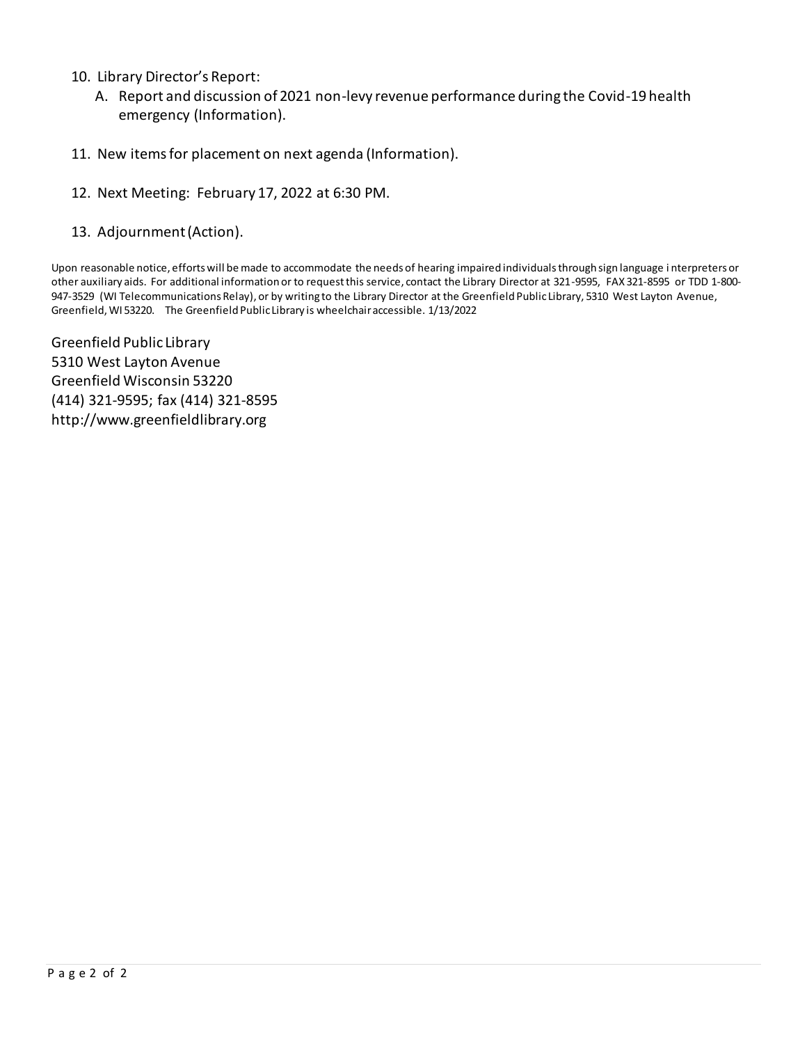10. Library Director's Report:
    A. Report and discussion of 2021 non-levy revenue performance during the Covid-19 health emergency (Information).

11. New items for placement on next agenda (Information).

12. Next Meeting: February 17, 2022 at 6:30 PM.

13. Adjournment (Action).

Upon reasonable notice, efforts will be made to accommodate the needs of hearing impaired individuals through sign language interpreters or other auxiliary aids. For additional information or to request this service, contact the Library Director at 321-9595, FAX 321-8595 or TDD 1-800-947-3529 (WI Telecommunications Relay), or by writing to the Library Director at the Greenfield Public Library, 5310 West Layton Avenue, Greenfield, WI 53220. The Greenfield Public Library is wheelchair accessible. 1/13/2022

Greenfield Public Library
5310 West Layton Avenue
Greenfield Wisconsin 53220
(414) 321-9595; fax (414) 321-8595
http://www.greenfieldlibrary.org